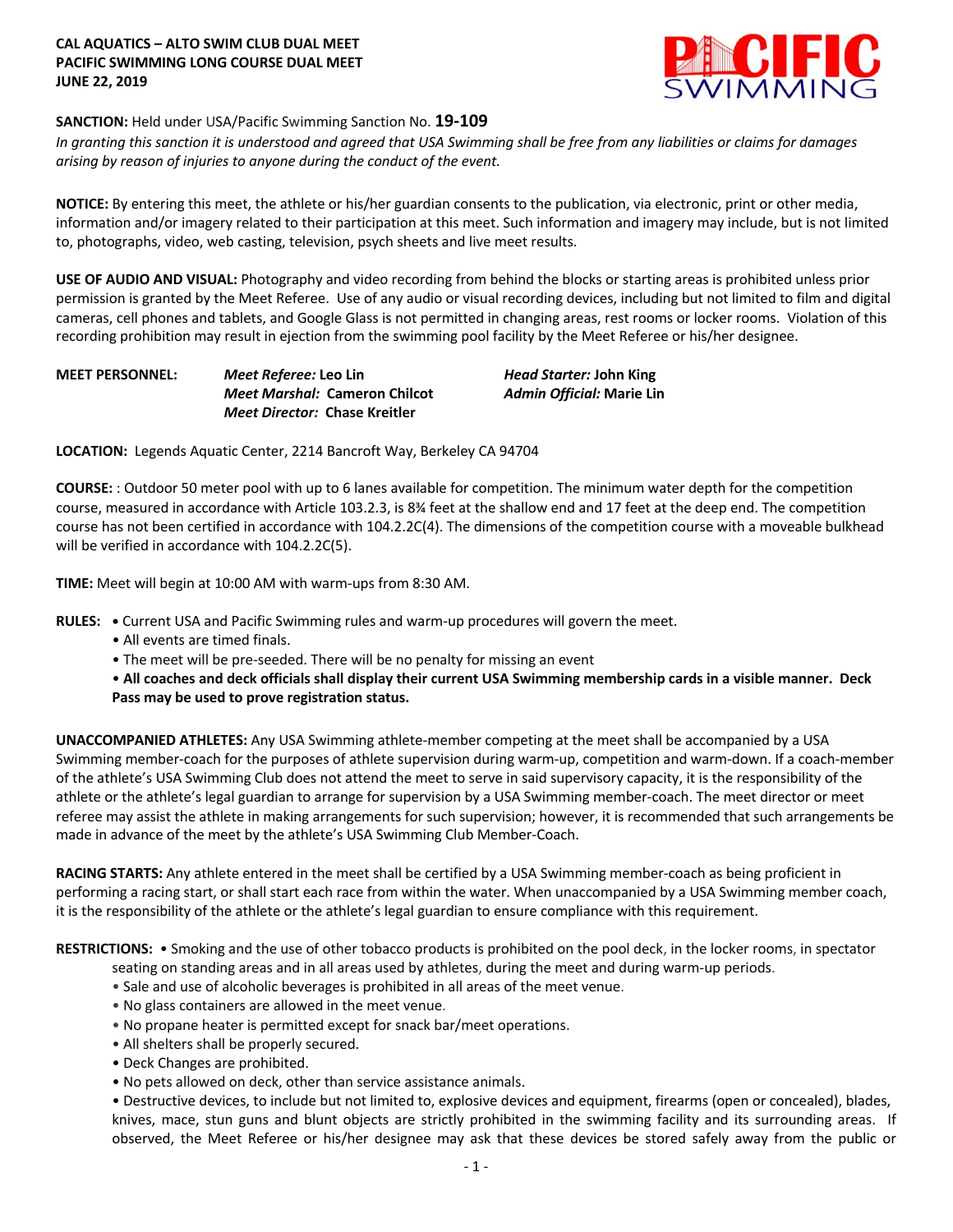**CAL AQUATICS – ALTO SWIM CLUB DUAL MEET**
**PACIFIC SWIMMING LONG COURSE DUAL MEET**
**JUNE 22, 2019**

**SANCTION:** Held under USA/Pacific Swimming Sanction No. **19-109**
*In granting this sanction it is understood and agreed that USA Swimming shall be free from any liabilities or claims for damages arising by reason of injuries to anyone during the conduct of the event.*

**NOTICE:** By entering this meet, the athlete or his/her guardian consents to the publication, via electronic, print or other media, information and/or imagery related to their participation at this meet. Such information and imagery may include, but is not limited to, photographs, video, web casting, television, psych sheets and live meet results.

**USE OF AUDIO AND VISUAL:** Photography and video recording from behind the blocks or starting areas is prohibited unless prior permission is granted by the Meet Referee. Use of any audio or visual recording devices, including but not limited to film and digital cameras, cell phones and tablets, and Google Glass is not permitted in changing areas, rest rooms or locker rooms. Violation of this recording prohibition may result in ejection from the swimming pool facility by the Meet Referee or his/her designee.

**MEET PERSONNEL:**
***Meet Referee:* Leo Lin**
***Meet Marshal:* Cameron Chilcot**
***Meet Director:* Chase Kreitler**
***Head Starter:* John King**
***Admin Official:* Marie Lin**

**LOCATION:** Legends Aquatic Center, 2214 Bancroft Way, Berkeley CA 94704

**COURSE:** : Outdoor 50 meter pool with up to 6 lanes available for competition. The minimum water depth for the competition course, measured in accordance with Article 103.2.3, is 8¾ feet at the shallow end and 17 feet at the deep end. The competition course has not been certified in accordance with 104.2.2C(4). The dimensions of the competition course with a moveable bulkhead will be verified in accordance with 104.2.2C(5).

**TIME:** Meet will begin at 10:00 AM with warm-ups from 8:30 AM.

**RULES:**
- Current USA and Pacific Swimming rules and warm-up procedures will govern the meet.
- All events are timed finals.
- The meet will be pre-seeded. There will be no penalty for missing an event
- **All coaches and deck officials shall display their current USA Swimming membership cards in a visible manner. Deck Pass may be used to prove registration status.**

**UNACCOMPANIED ATHLETES:** Any USA Swimming athlete-member competing at the meet shall be accompanied by a USA Swimming member-coach for the purposes of athlete supervision during warm-up, competition and warm-down. If a coach-member of the athlete's USA Swimming Club does not attend the meet to serve in said supervisory capacity, it is the responsibility of the athlete or the athlete's legal guardian to arrange for supervision by a USA Swimming member-coach. The meet director or meet referee may assist the athlete in making arrangements for such supervision; however, it is recommended that such arrangements be made in advance of the meet by the athlete's USA Swimming Club Member-Coach.

**RACING STARTS:** Any athlete entered in the meet shall be certified by a USA Swimming member-coach as being proficient in performing a racing start, or shall start each race from within the water. When unaccompanied by a USA Swimming member coach, it is the responsibility of the athlete or the athlete's legal guardian to ensure compliance with this requirement.

**RESTRICTIONS:**
- Smoking and the use of other tobacco products is prohibited on the pool deck, in the locker rooms, in spectator seating on standing areas and in all areas used by athletes, during the meet and during warm-up periods.
- Sale and use of alcoholic beverages is prohibited in all areas of the meet venue.
- No glass containers are allowed in the meet venue.
- No propane heater is permitted except for snack bar/meet operations.
- All shelters shall be properly secured.
- Deck Changes are prohibited.
- No pets allowed on deck, other than service assistance animals.
- Destructive devices, to include but not limited to, explosive devices and equipment, firearms (open or concealed), blades, knives, mace, stun guns and blunt objects are strictly prohibited in the swimming facility and its surrounding areas. If observed, the Meet Referee or his/her designee may ask that these devices be stored safely away from the public or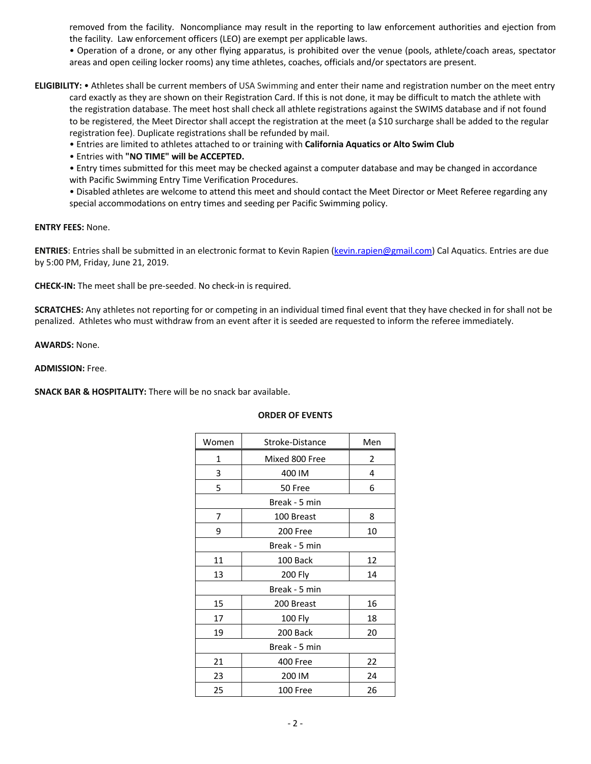removed from the facility. Noncompliance may result in the reporting to law enforcement authorities and ejection from the facility. Law enforcement officers (LEO) are exempt per applicable laws.

• Operation of a drone, or any other flying apparatus, is prohibited over the venue (pools, athlete/coach areas, spectator areas and open ceiling locker rooms) any time athletes, coaches, officials and/or spectators are present.

**ELIGIBILITY:** • Athletes shall be current members of USA Swimming and enter their name and registration number on the meet entry card exactly as they are shown on their Registration Card. If this is not done, it may be difficult to match the athlete with the registration database. The meet host shall check all athlete registrations against the SWIMS database and if not found to be registered, the Meet Director shall accept the registration at the meet (a $10 surcharge shall be added to the regular registration fee). Duplicate registrations shall be refunded by mail.

• Entries are limited to athletes attached to or training with **California Aquatics or Alto Swim Club**

• Entries with **"NO TIME" will be ACCEPTED.**

• Entry times submitted for this meet may be checked against a computer database and may be changed in accordance with Pacific Swimming Entry Time Verification Procedures.

• Disabled athletes are welcome to attend this meet and should contact the Meet Director or Meet Referee regarding any special accommodations on entry times and seeding per Pacific Swimming policy.

**ENTRY FEES:** None.

**ENTRIES**: Entries shall be submitted in an electronic format to Kevin Rapien (kevin.rapien@gmail.com) Cal Aquatics. Entries are due by 5:00 PM, Friday, June 21, 2019.

**CHECK-IN:** The meet shall be pre-seeded. No check-in is required.

**SCRATCHES:** Any athletes not reporting for or competing in an individual timed final event that they have checked in for shall not be penalized. Athletes who must withdraw from an event after it is seeded are requested to inform the referee immediately.

**AWARDS:** None.

**ADMISSION:** Free.

**SNACK BAR & HOSPITALITY:** There will be no snack bar available.

**ORDER OF EVENTS**

| Women | Stroke-Distance | Men |
|---|---|---|
| 1 | Mixed 800 Free | 2 |
| 3 | 400 IM | 4 |
| 5 | 50 Free | 6 |
| | Break - 5 min | |
| 7 | 100 Breast | 8 |
| 9 | 200 Free | 10 |
| | Break - 5 min | |
| 11 | 100 Back | 12 |
| 13 | 200 Fly | 14 |
| | Break - 5 min | |
| 15 | 200 Breast | 16 |
| 17 | 100 Fly | 18 |
| 19 | 200 Back | 20 |
| | Break - 5 min | |
| 21 | 400 Free | 22 |
| 23 | 200 IM | 24 |
| 25 | 100 Free | 26 |